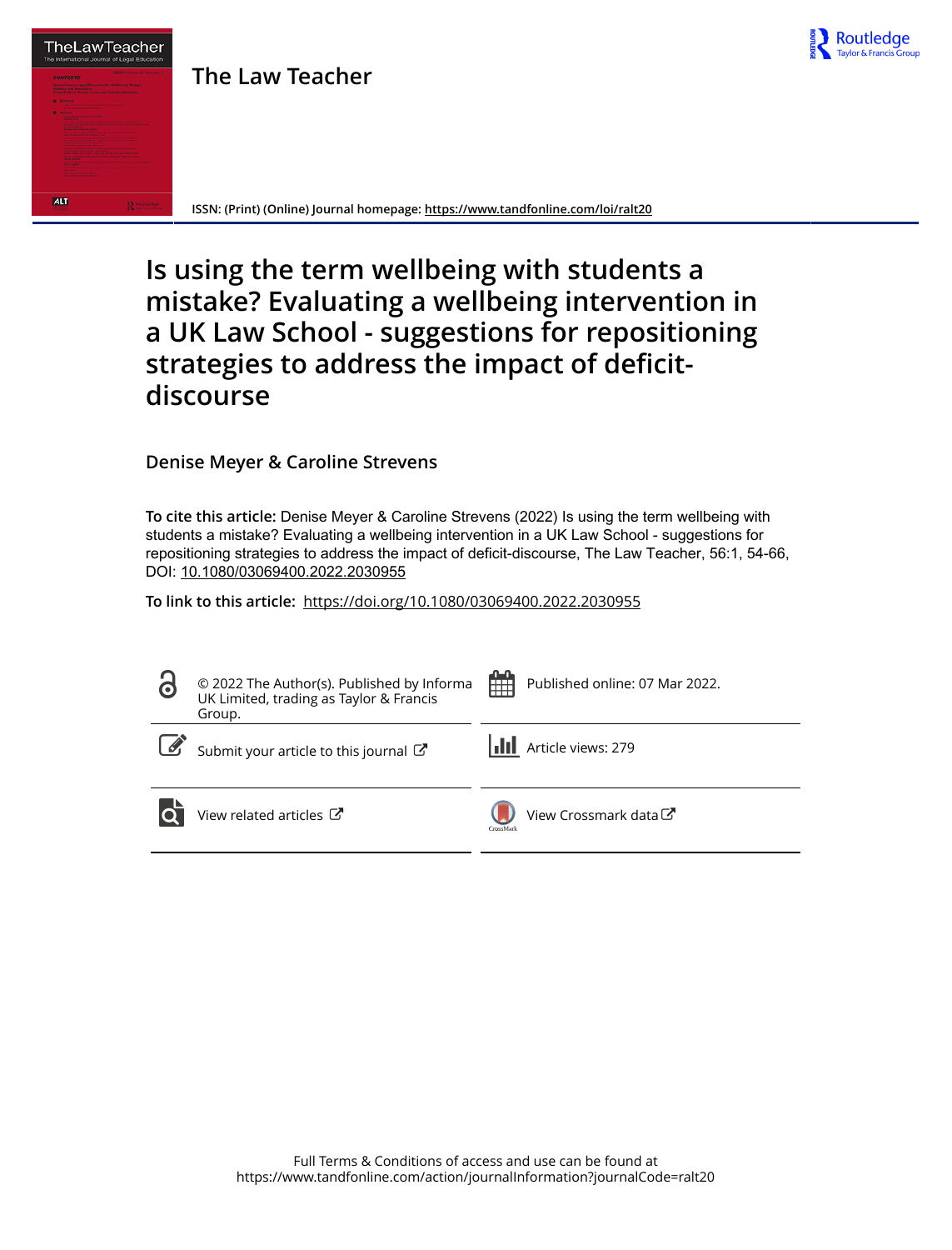# The Law Teacher

ISSN: (Print) (Online) Journal homepage: https://www.tandfonline.com/loi/ralt20

# Is using the term wellbeing with students a mistake? Evaluating a wellbeing intervention in a UK Law School - suggestions for repositioning strategies to address the impact of deficit-discourse

**Denise Meyer & Caroline Strevens**

**To cite this article:** Denise Meyer & Caroline Strevens (2022) Is using the term wellbeing with students a mistake? Evaluating a wellbeing intervention in a UK Law School - suggestions for repositioning strategies to address the impact of deficit-discourse, The Law Teacher, 56:1, 54-66, DOI: 10.1080/03069400.2022.2030955

**To link to this article:** https://doi.org/10.1080/03069400.2022.2030955

© 2022 The Author(s). Published by Informa UK Limited, trading as Taylor & Francis Group.

Published online: 07 Mar 2022.

Submit your article to this journal

Article views: 279

View related articles

View Crossmark data

Full Terms & Conditions of access and use can be found at https://www.tandfonline.com/action/journalInformation?journalCode=ralt20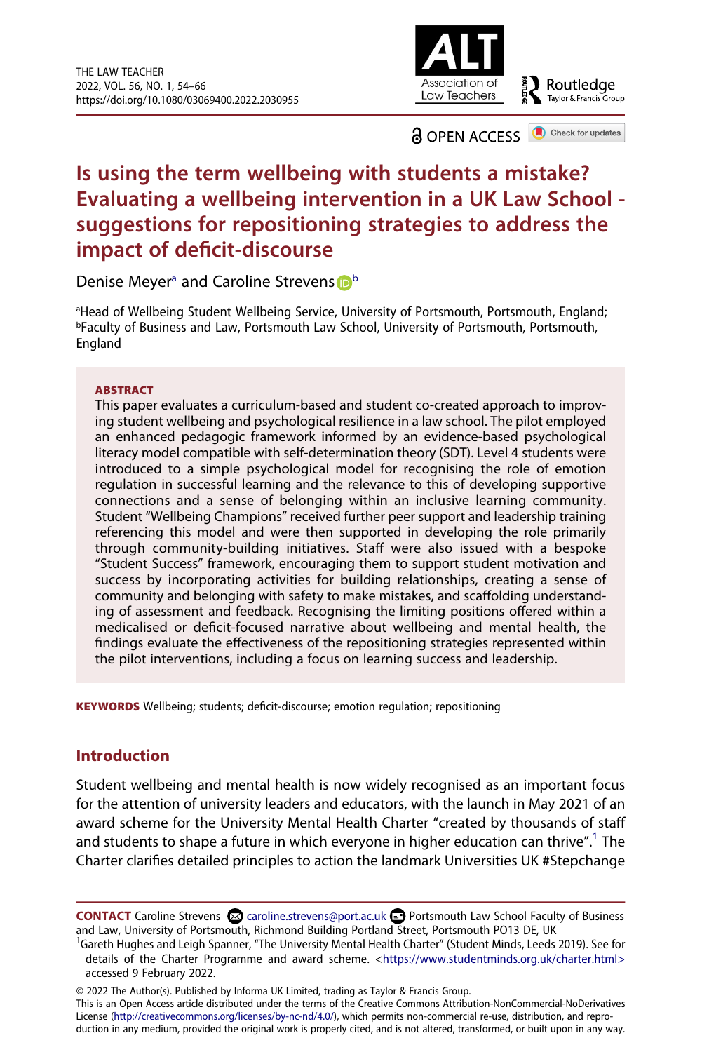# Is using the term wellbeing with students a mistake? Evaluating a wellbeing intervention in a UK Law School - suggestions for repositioning strategies to address the impact of deficit-discourse

Denise Meyer[a] and Caroline Strevens[b]

[a]Head of Wellbeing Student Wellbeing Service, University of Portsmouth, Portsmouth, England; [b]Faculty of Business and Law, Portsmouth Law School, University of Portsmouth, Portsmouth, England

## ABSTRACT

This paper evaluates a curriculum-based and student co-created approach to improving student wellbeing and psychological resilience in a law school. The pilot employed an enhanced pedagogic framework informed by an evidence-based psychological literacy model compatible with self-determination theory (SDT). Level 4 students were introduced to a simple psychological model for recognising the role of emotion regulation in successful learning and the relevance to this of developing supportive connections and a sense of belonging within an inclusive learning community. Student "Wellbeing Champions" received further peer support and leadership training referencing this model and were then supported in developing the role primarily through community-building initiatives. Staff were also issued with a bespoke "Student Success" framework, encouraging them to support student motivation and success by incorporating activities for building relationships, creating a sense of community and belonging with safety to make mistakes, and scaffolding understanding of assessment and feedback. Recognising the limiting positions offered within a medicalised or deficit-focused narrative about wellbeing and mental health, the findings evaluate the effectiveness of the repositioning strategies represented within the pilot interventions, including a focus on learning success and leadership.

**KEYWORDS** Wellbeing; students; deficit-discourse; emotion regulation; repositioning

## Introduction

Student wellbeing and mental health is now widely recognised as an important focus for the attention of university leaders and educators, with the launch in May 2021 of an award scheme for the University Mental Health Charter "created by thousands of staff and students to shape a future in which everyone in higher education can thrive".[1] The Charter clarifies detailed principles to action the landmark Universities UK #Stepchange

---

**CONTACT** Caroline Strevens caroline.strevens@port.ac.uk Portsmouth Law School Faculty of Business and Law, University of Portsmouth, Richmond Building Portland Street, Portsmouth PO13 DE, UK

[1]Gareth Hughes and Leigh Spanner, "The University Mental Health Charter" (Student Minds, Leeds 2019). See for details of the Charter Programme and award scheme. <https://www.studentminds.org.uk/charter.html> accessed 9 February 2022.

© 2022 The Author(s). Published by Informa UK Limited, trading as Taylor & Francis Group.
This is an Open Access article distributed under the terms of the Creative Commons Attribution-NonCommercial-NoDerivatives License (http://creativecommons.org/licenses/by-nc-nd/4.0/), which permits non-commercial re-use, distribution, and reproduction in any medium, provided the original work is properly cited, and is not altered, transformed, or built upon in any way.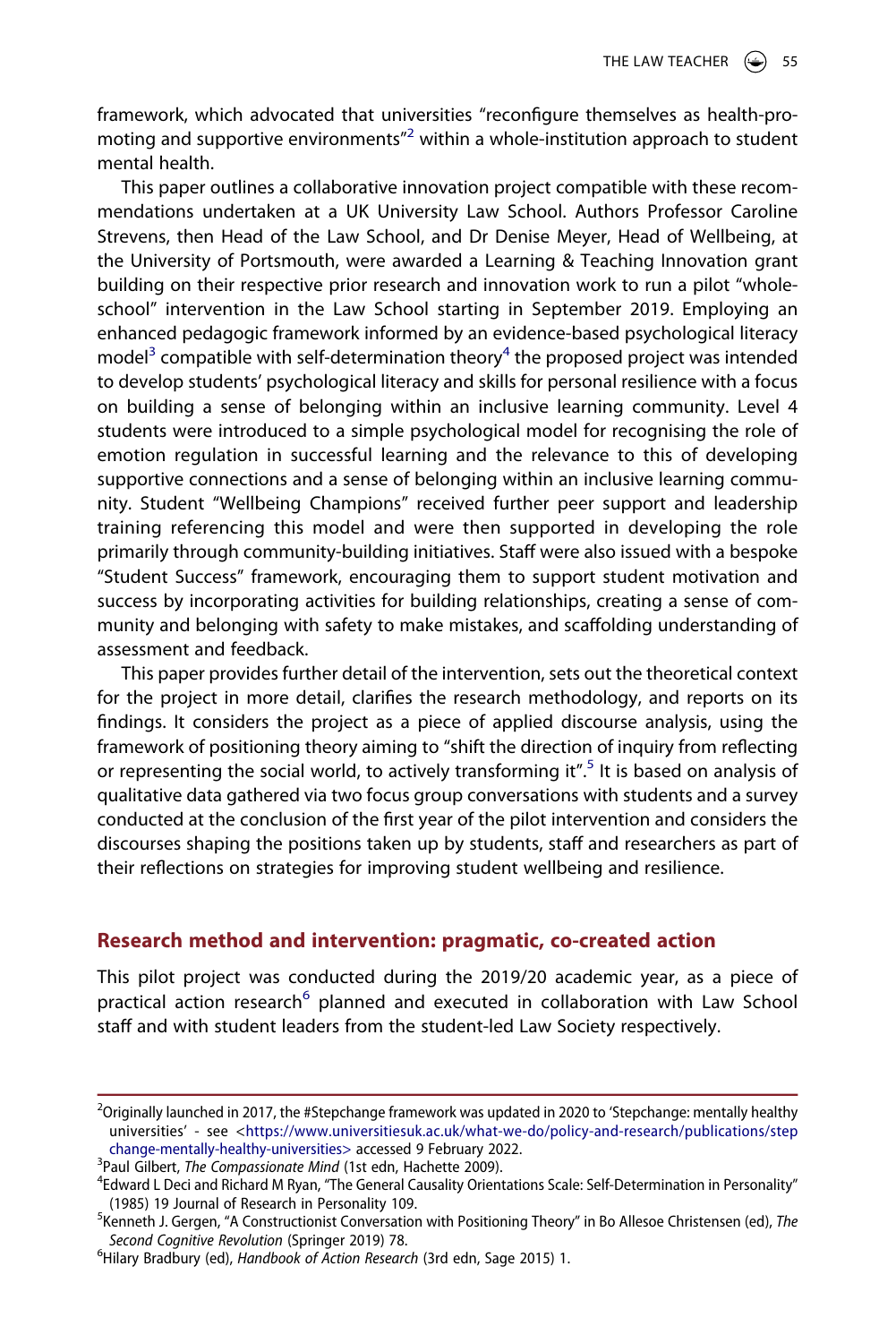framework, which advocated that universities "reconfigure themselves as health-promoting and supportive environments"[2] within a whole-institution approach to student mental health.

This paper outlines a collaborative innovation project compatible with these recommendations undertaken at a UK University Law School. Authors Professor Caroline Strevens, then Head of the Law School, and Dr Denise Meyer, Head of Wellbeing, at the University of Portsmouth, were awarded a Learning & Teaching Innovation grant building on their respective prior research and innovation work to run a pilot "whole-school" intervention in the Law School starting in September 2019. Employing an enhanced pedagogic framework informed by an evidence-based psychological literacy model[3] compatible with self-determination theory[4] the proposed project was intended to develop students' psychological literacy and skills for personal resilience with a focus on building a sense of belonging within an inclusive learning community. Level 4 students were introduced to a simple psychological model for recognising the role of emotion regulation in successful learning and the relevance to this of developing supportive connections and a sense of belonging within an inclusive learning community. Student "Wellbeing Champions" received further peer support and leadership training referencing this model and were then supported in developing the role primarily through community-building initiatives. Staff were also issued with a bespoke "Student Success" framework, encouraging them to support student motivation and success by incorporating activities for building relationships, creating a sense of community and belonging with safety to make mistakes, and scaffolding understanding of assessment and feedback.

This paper provides further detail of the intervention, sets out the theoretical context for the project in more detail, clarifies the research methodology, and reports on its findings. It considers the project as a piece of applied discourse analysis, using the framework of positioning theory aiming to "shift the direction of inquiry from reflecting or representing the social world, to actively transforming it".[5] It is based on analysis of qualitative data gathered via two focus group conversations with students and a survey conducted at the conclusion of the first year of the pilot intervention and considers the discourses shaping the positions taken up by students, staff and researchers as part of their reflections on strategies for improving student wellbeing and resilience.

## Research method and intervention: pragmatic, co-created action

This pilot project was conducted during the 2019/20 academic year, as a piece of practical action research[6] planned and executed in collaboration with Law School staff and with student leaders from the student-led Law Society respectively.

---

[2] Originally launched in 2017, the #Stepchange framework was updated in 2020 to 'Stepchange: mentally healthy universities' - see <https://www.universitiesuk.ac.uk/what-we-do/policy-and-research/publications/stepchange-mentally-healthy-universities> accessed 9 February 2022.

[3] Paul Gilbert, *The Compassionate Mind* (1st edn, Hachette 2009).

[4] Edward L Deci and Richard M Ryan, "The General Causality Orientations Scale: Self-Determination in Personality" (1985) 19 Journal of Research in Personality 109.

[5] Kenneth J. Gergen, "A Constructionist Conversation with Positioning Theory" in Bo Allesoe Christensen (ed), *The Second Cognitive Revolution* (Springer 2019) 78.

[6] Hilary Bradbury (ed), *Handbook of Action Research* (3rd edn, Sage 2015) 1.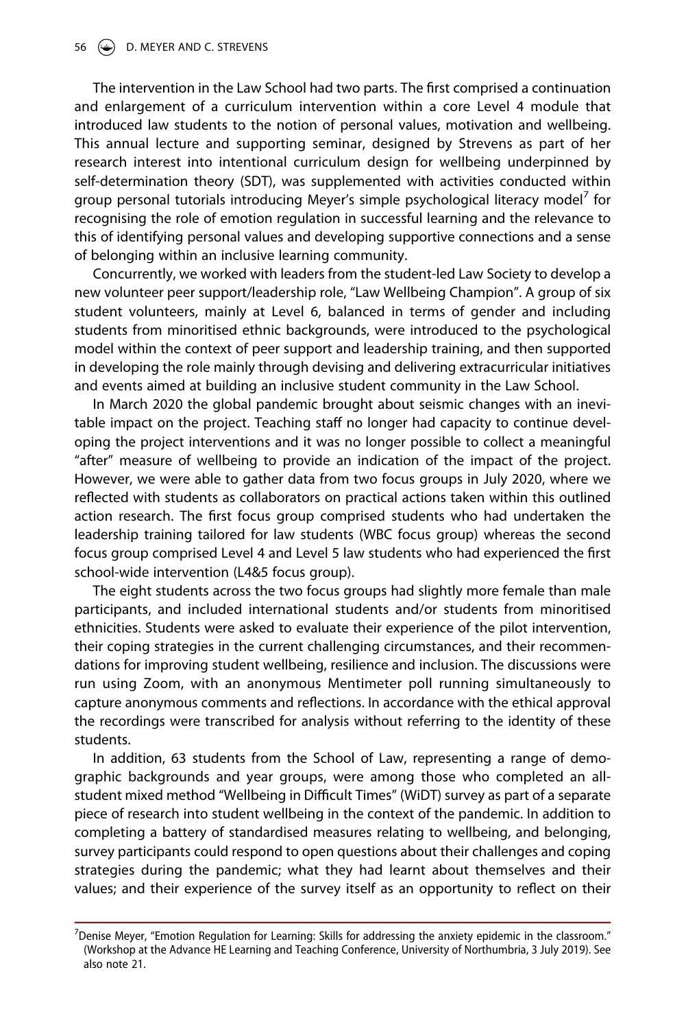The intervention in the Law School had two parts. The first comprised a continuation and enlargement of a curriculum intervention within a core Level 4 module that introduced law students to the notion of personal values, motivation and wellbeing. This annual lecture and supporting seminar, designed by Strevens as part of her research interest into intentional curriculum design for wellbeing underpinned by self-determination theory (SDT), was supplemented with activities conducted within group personal tutorials introducing Meyer's simple psychological literacy model[7] for recognising the role of emotion regulation in successful learning and the relevance to this of identifying personal values and developing supportive connections and a sense of belonging within an inclusive learning community.

Concurrently, we worked with leaders from the student-led Law Society to develop a new volunteer peer support/leadership role, "Law Wellbeing Champion". A group of six student volunteers, mainly at Level 6, balanced in terms of gender and including students from minoritised ethnic backgrounds, were introduced to the psychological model within the context of peer support and leadership training, and then supported in developing the role mainly through devising and delivering extracurricular initiatives and events aimed at building an inclusive student community in the Law School.

In March 2020 the global pandemic brought about seismic changes with an inevitable impact on the project. Teaching staff no longer had capacity to continue developing the project interventions and it was no longer possible to collect a meaningful "after" measure of wellbeing to provide an indication of the impact of the project. However, we were able to gather data from two focus groups in July 2020, where we reflected with students as collaborators on practical actions taken within this outlined action research. The first focus group comprised students who had undertaken the leadership training tailored for law students (WBC focus group) whereas the second focus group comprised Level 4 and Level 5 law students who had experienced the first school-wide intervention (L4&5 focus group).

The eight students across the two focus groups had slightly more female than male participants, and included international students and/or students from minoritised ethnicities. Students were asked to evaluate their experience of the pilot intervention, their coping strategies in the current challenging circumstances, and their recommendations for improving student wellbeing, resilience and inclusion. The discussions were run using Zoom, with an anonymous Mentimeter poll running simultaneously to capture anonymous comments and reflections. In accordance with the ethical approval the recordings were transcribed for analysis without referring to the identity of these students.

In addition, 63 students from the School of Law, representing a range of demographic backgrounds and year groups, were among those who completed an all-student mixed method "Wellbeing in Difficult Times" (WiDT) survey as part of a separate piece of research into student wellbeing in the context of the pandemic. In addition to completing a battery of standardised measures relating to wellbeing, and belonging, survey participants could respond to open questions about their challenges and coping strategies during the pandemic; what they had learnt about themselves and their values; and their experience of the survey itself as an opportunity to reflect on their

---

[7] Denise Meyer, "Emotion Regulation for Learning: Skills for addressing the anxiety epidemic in the classroom." (Workshop at the Advance HE Learning and Teaching Conference, University of Northumbria, 3 July 2019). See also note 21.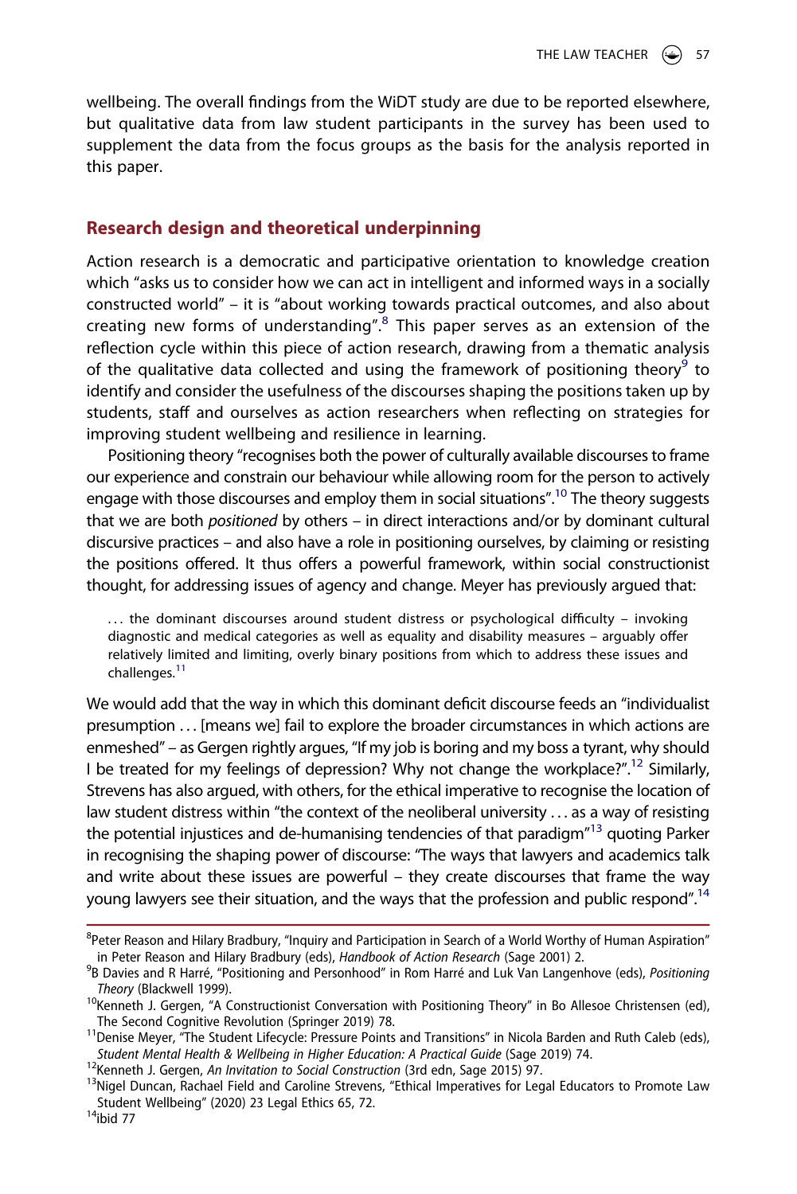wellbeing. The overall findings from the WiDT study are due to be reported elsewhere, but qualitative data from law student participants in the survey has been used to supplement the data from the focus groups as the basis for the analysis reported in this paper.

## Research design and theoretical underpinning

Action research is a democratic and participative orientation to knowledge creation which "asks us to consider how we can act in intelligent and informed ways in a socially constructed world" – it is "about working towards practical outcomes, and also about creating new forms of understanding".[8] This paper serves as an extension of the reflection cycle within this piece of action research, drawing from a thematic analysis of the qualitative data collected and using the framework of positioning theory[9] to identify and consider the usefulness of the discourses shaping the positions taken up by students, staff and ourselves as action researchers when reflecting on strategies for improving student wellbeing and resilience in learning.

Positioning theory "recognises both the power of culturally available discourses to frame our experience and constrain our behaviour while allowing room for the person to actively engage with those discourses and employ them in social situations".[10] The theory suggests that we are both *positioned* by others – in direct interactions and/or by dominant cultural discursive practices – and also have a role in positioning ourselves, by claiming or resisting the positions offered. It thus offers a powerful framework, within social constructionist thought, for addressing issues of agency and change. Meyer has previously argued that:

> … the dominant discourses around student distress or psychological difficulty – invoking diagnostic and medical categories as well as equality and disability measures – arguably offer relatively limited and limiting, overly binary positions from which to address these issues and challenges.[11]

We would add that the way in which this dominant deficit discourse feeds an "individualist presumption … [means we] fail to explore the broader circumstances in which actions are enmeshed" – as Gergen rightly argues, "If my job is boring and my boss a tyrant, why should I be treated for my feelings of depression? Why not change the workplace?".[12] Similarly, Strevens has also argued, with others, for the ethical imperative to recognise the location of law student distress within "the context of the neoliberal university … as a way of resisting the potential injustices and de-humanising tendencies of that paradigm"[13] quoting Parker in recognising the shaping power of discourse: "The ways that lawyers and academics talk and write about these issues are powerful – they create discourses that frame the way young lawyers see their situation, and the ways that the profession and public respond".[14]

---

[8] Peter Reason and Hilary Bradbury, "Inquiry and Participation in Search of a World Worthy of Human Aspiration" in Peter Reason and Hilary Bradbury (eds), *Handbook of Action Research* (Sage 2001) 2.

[9] B Davies and R Harré, "Positioning and Personhood" in Rom Harré and Luk Van Langenhove (eds), *Positioning Theory* (Blackwell 1999).

[10] Kenneth J. Gergen, "A Constructionist Conversation with Positioning Theory" in Bo Allesoe Christensen (ed), The Second Cognitive Revolution (Springer 2019) 78.

[11] Denise Meyer, "The Student Lifecycle: Pressure Points and Transitions" in Nicola Barden and Ruth Caleb (eds), *Student Mental Health & Wellbeing in Higher Education: A Practical Guide* (Sage 2019) 74.

[12] Kenneth J. Gergen, *An Invitation to Social Construction* (3rd edn, Sage 2015) 97.

[13] Nigel Duncan, Rachael Field and Caroline Strevens, "Ethical Imperatives for Legal Educators to Promote Law Student Wellbeing" (2020) 23 Legal Ethics 65, 72.

[14] ibid 77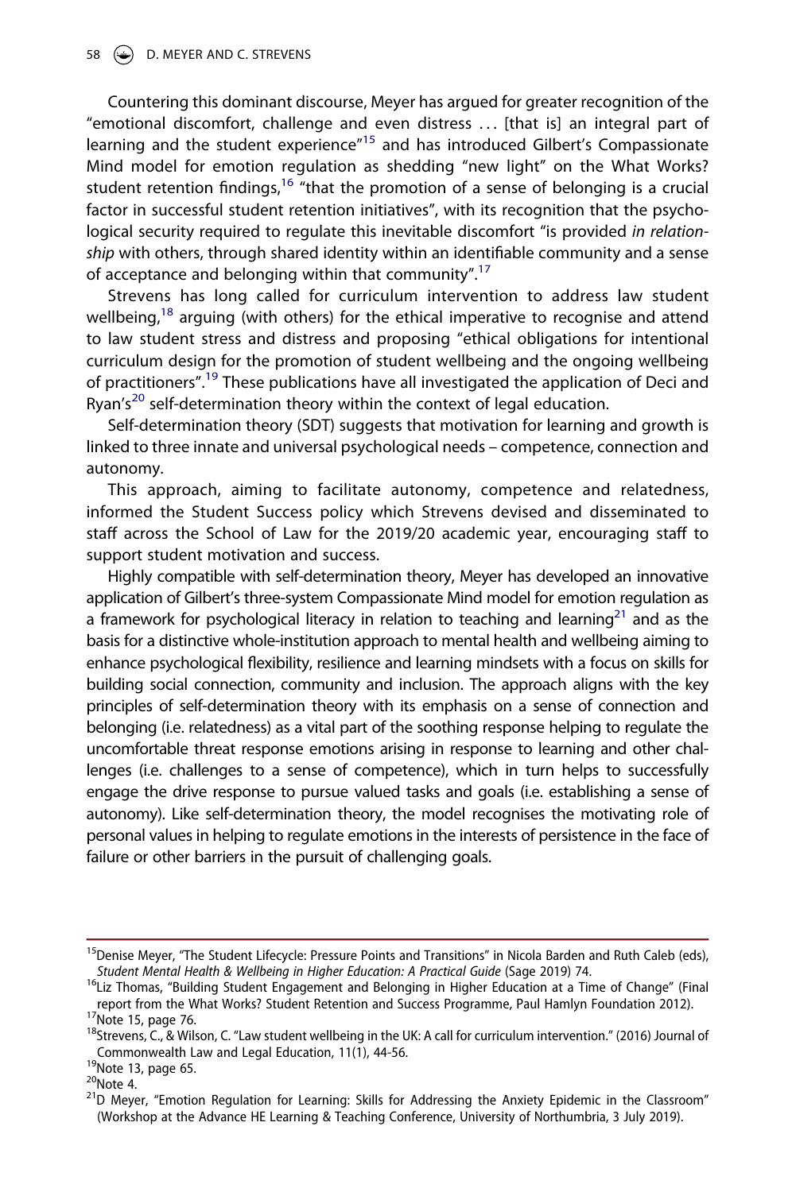Countering this dominant discourse, Meyer has argued for greater recognition of the "emotional discomfort, challenge and even distress … [that is] an integral part of learning and the student experience"[15] and has introduced Gilbert's Compassionate Mind model for emotion regulation as shedding "new light" on the What Works? student retention findings,[16] "that the promotion of a sense of belonging is a crucial factor in successful student retention initiatives", with its recognition that the psychological security required to regulate this inevitable discomfort "is provided *in relationship* with others, through shared identity within an identifiable community and a sense of acceptance and belonging within that community".[17]

Strevens has long called for curriculum intervention to address law student wellbeing,[18] arguing (with others) for the ethical imperative to recognise and attend to law student stress and distress and proposing "ethical obligations for intentional curriculum design for the promotion of student wellbeing and the ongoing wellbeing of practitioners".[19] These publications have all investigated the application of Deci and Ryan's[20] self-determination theory within the context of legal education.

Self-determination theory (SDT) suggests that motivation for learning and growth is linked to three innate and universal psychological needs – competence, connection and autonomy.

This approach, aiming to facilitate autonomy, competence and relatedness, informed the Student Success policy which Strevens devised and disseminated to staff across the School of Law for the 2019/20 academic year, encouraging staff to support student motivation and success.

Highly compatible with self-determination theory, Meyer has developed an innovative application of Gilbert's three-system Compassionate Mind model for emotion regulation as a framework for psychological literacy in relation to teaching and learning[21] and as the basis for a distinctive whole-institution approach to mental health and wellbeing aiming to enhance psychological flexibility, resilience and learning mindsets with a focus on skills for building social connection, community and inclusion. The approach aligns with the key principles of self-determination theory with its emphasis on a sense of connection and belonging (i.e. relatedness) as a vital part of the soothing response helping to regulate the uncomfortable threat response emotions arising in response to learning and other challenges (i.e. challenges to a sense of competence), which in turn helps to successfully engage the drive response to pursue valued tasks and goals (i.e. establishing a sense of autonomy). Like self-determination theory, the model recognises the motivating role of personal values in helping to regulate emotions in the interests of persistence in the face of failure or other barriers in the pursuit of challenging goals.

---

[15] Denise Meyer, "The Student Lifecycle: Pressure Points and Transitions" in Nicola Barden and Ruth Caleb (eds), *Student Mental Health & Wellbeing in Higher Education: A Practical Guide* (Sage 2019) 74.

[16] Liz Thomas, "Building Student Engagement and Belonging in Higher Education at a Time of Change" (Final report from the What Works? Student Retention and Success Programme, Paul Hamlyn Foundation 2012).

[17] Note 15, page 76.

[18] Strevens, C., & Wilson, C. "Law student wellbeing in the UK: A call for curriculum intervention." (2016) Journal of Commonwealth Law and Legal Education, 11(1), 44-56.

[19] Note 13, page 65.

[20] Note 4.

[21] D Meyer, "Emotion Regulation for Learning: Skills for Addressing the Anxiety Epidemic in the Classroom" (Workshop at the Advance HE Learning & Teaching Conference, University of Northumbria, 3 July 2019).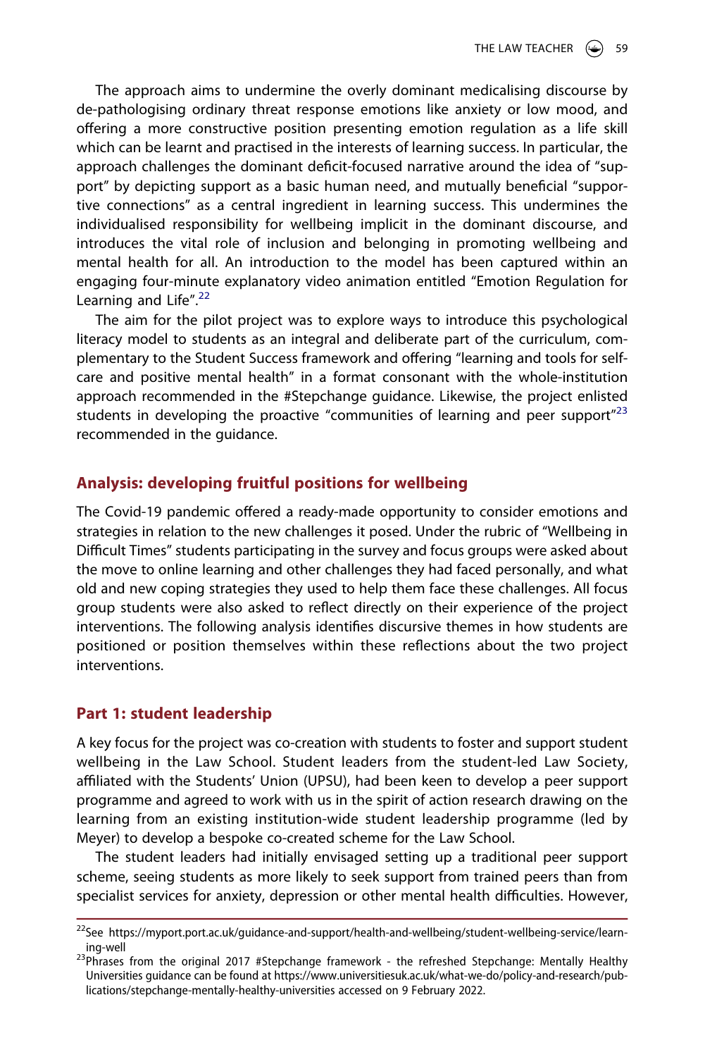The approach aims to undermine the overly dominant medicalising discourse by de-pathologising ordinary threat response emotions like anxiety or low mood, and offering a more constructive position presenting emotion regulation as a life skill which can be learnt and practised in the interests of learning success. In particular, the approach challenges the dominant deficit-focused narrative around the idea of "support" by depicting support as a basic human need, and mutually beneficial "supportive connections" as a central ingredient in learning success. This undermines the individualised responsibility for wellbeing implicit in the dominant discourse, and introduces the vital role of inclusion and belonging in promoting wellbeing and mental health for all. An introduction to the model has been captured within an engaging four-minute explanatory video animation entitled "Emotion Regulation for Learning and Life".[22]

The aim for the pilot project was to explore ways to introduce this psychological literacy model to students as an integral and deliberate part of the curriculum, complementary to the Student Success framework and offering "learning and tools for self-care and positive mental health" in a format consonant with the whole-institution approach recommended in the #Stepchange guidance. Likewise, the project enlisted students in developing the proactive "communities of learning and peer support"[23] recommended in the guidance.

## Analysis: developing fruitful positions for wellbeing

The Covid-19 pandemic offered a ready-made opportunity to consider emotions and strategies in relation to the new challenges it posed. Under the rubric of "Wellbeing in Difficult Times" students participating in the survey and focus groups were asked about the move to online learning and other challenges they had faced personally, and what old and new coping strategies they used to help them face these challenges. All focus group students were also asked to reflect directly on their experience of the project interventions. The following analysis identifies discursive themes in how students are positioned or position themselves within these reflections about the two project interventions.

## Part 1: student leadership

A key focus for the project was co-creation with students to foster and support student wellbeing in the Law School. Student leaders from the student-led Law Society, affiliated with the Students' Union (UPSU), had been keen to develop a peer support programme and agreed to work with us in the spirit of action research drawing on the learning from an existing institution-wide student leadership programme (led by Meyer) to develop a bespoke co-created scheme for the Law School.

The student leaders had initially envisaged setting up a traditional peer support scheme, seeing students as more likely to seek support from trained peers than from specialist services for anxiety, depression or other mental health difficulties. However,

[22] See https://myport.port.ac.uk/guidance-and-support/health-and-wellbeing/student-wellbeing-service/learning-well

[23] Phrases from the original 2017 #Stepchange framework - the refreshed Stepchange: Mentally Healthy Universities guidance can be found at https://www.universitiesuk.ac.uk/what-we-do/policy-and-research/publications/stepchange-mentally-healthy-universities accessed on 9 February 2022.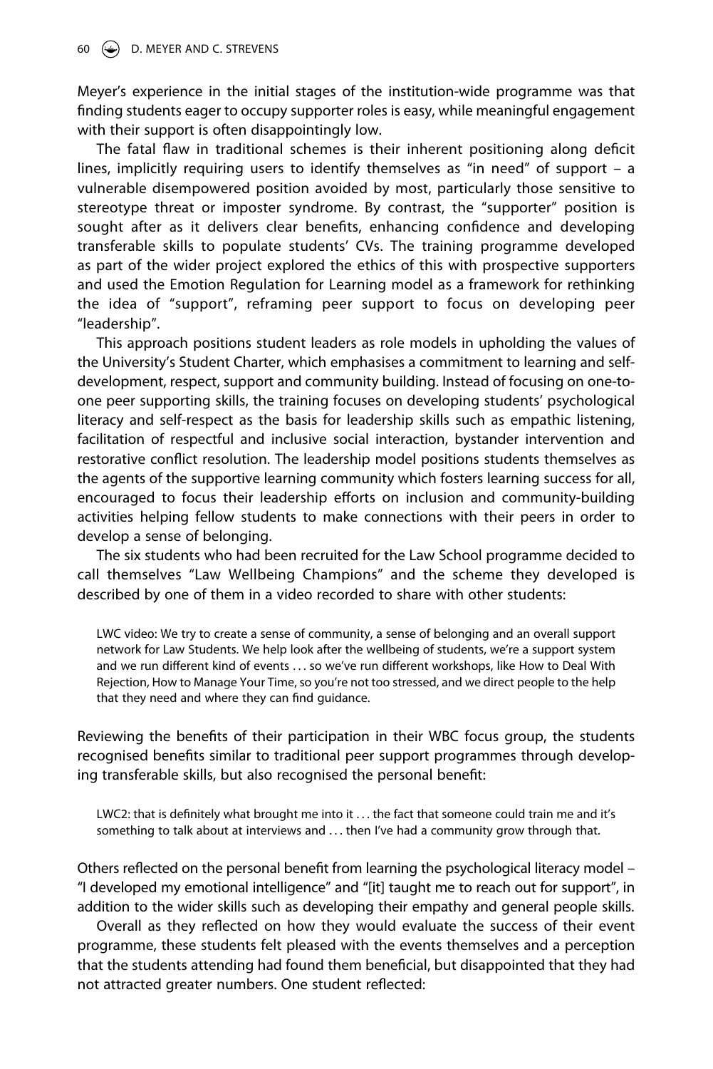Meyer's experience in the initial stages of the institution-wide programme was that finding students eager to occupy supporter roles is easy, while meaningful engagement with their support is often disappointingly low.

The fatal flaw in traditional schemes is their inherent positioning along deficit lines, implicitly requiring users to identify themselves as "in need" of support – a vulnerable disempowered position avoided by most, particularly those sensitive to stereotype threat or imposter syndrome. By contrast, the "supporter" position is sought after as it delivers clear benefits, enhancing confidence and developing transferable skills to populate students' CVs. The training programme developed as part of the wider project explored the ethics of this with prospective supporters and used the Emotion Regulation for Learning model as a framework for rethinking the idea of "support", reframing peer support to focus on developing peer "leadership".

This approach positions student leaders as role models in upholding the values of the University's Student Charter, which emphasises a commitment to learning and self-development, respect, support and community building. Instead of focusing on one-to-one peer supporting skills, the training focuses on developing students' psychological literacy and self-respect as the basis for leadership skills such as empathic listening, facilitation of respectful and inclusive social interaction, bystander intervention and restorative conflict resolution. The leadership model positions students themselves as the agents of the supportive learning community which fosters learning success for all, encouraged to focus their leadership efforts on inclusion and community-building activities helping fellow students to make connections with their peers in order to develop a sense of belonging.

The six students who had been recruited for the Law School programme decided to call themselves "Law Wellbeing Champions" and the scheme they developed is described by one of them in a video recorded to share with other students:

> LWC video: We try to create a sense of community, a sense of belonging and an overall support network for Law Students. We help look after the wellbeing of students, we're a support system and we run different kind of events ... so we've run different workshops, like How to Deal With Rejection, How to Manage Your Time, so you're not too stressed, and we direct people to the help that they need and where they can find guidance.

Reviewing the benefits of their participation in their WBC focus group, the students recognised benefits similar to traditional peer support programmes through developing transferable skills, but also recognised the personal benefit:

> LWC2: that is definitely what brought me into it ... the fact that someone could train me and it's something to talk about at interviews and ... then I've had a community grow through that.

Others reflected on the personal benefit from learning the psychological literacy model – "I developed my emotional intelligence" and "[it] taught me to reach out for support", in addition to the wider skills such as developing their empathy and general people skills.

Overall as they reflected on how they would evaluate the success of their event programme, these students felt pleased with the events themselves and a perception that the students attending had found them beneficial, but disappointed that they had not attracted greater numbers. One student reflected: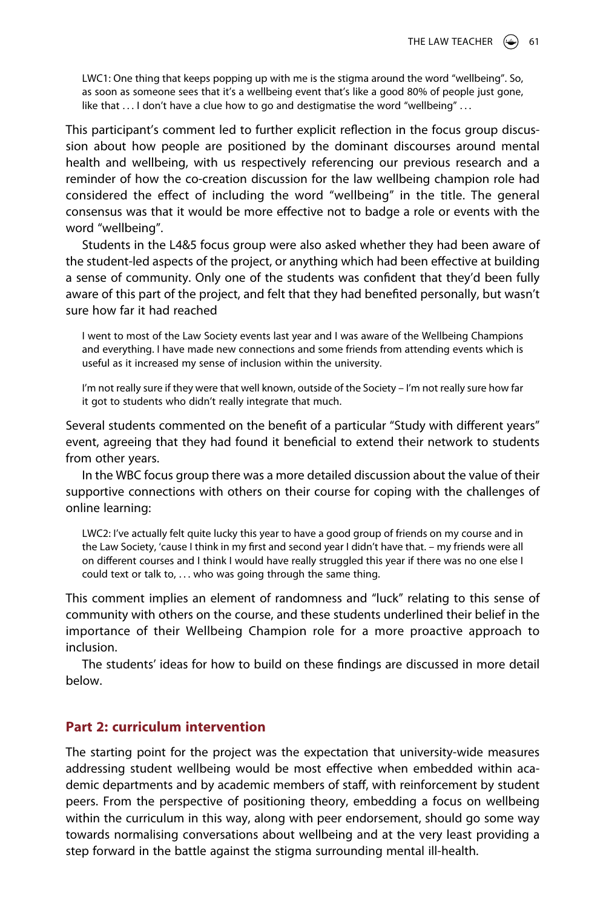> LWC1: One thing that keeps popping up with me is the stigma around the word "wellbeing". So, as soon as someone sees that it's a wellbeing event that's like a good 80% of people just gone, like that ... I don't have a clue how to go and destigmatise the word "wellbeing" ...

This participant's comment led to further explicit reflection in the focus group discussion about how people are positioned by the dominant discourses around mental health and wellbeing, with us respectively referencing our previous research and a reminder of how the co-creation discussion for the law wellbeing champion role had considered the effect of including the word "wellbeing" in the title. The general consensus was that it would be more effective not to badge a role or events with the word "wellbeing".

Students in the L4&5 focus group were also asked whether they had been aware of the student-led aspects of the project, or anything which had been effective at building a sense of community. Only one of the students was confident that they'd been fully aware of this part of the project, and felt that they had benefited personally, but wasn't sure how far it had reached

> I went to most of the Law Society events last year and I was aware of the Wellbeing Champions and everything. I have made new connections and some friends from attending events which is useful as it increased my sense of inclusion within the university.

> I'm not really sure if they were that well known, outside of the Society – I'm not really sure how far it got to students who didn't really integrate that much.

Several students commented on the benefit of a particular "Study with different years" event, agreeing that they had found it beneficial to extend their network to students from other years.

In the WBC focus group there was a more detailed discussion about the value of their supportive connections with others on their course for coping with the challenges of online learning:

> LWC2: I've actually felt quite lucky this year to have a good group of friends on my course and in the Law Society, 'cause I think in my first and second year I didn't have that. – my friends were all on different courses and I think I would have really struggled this year if there was no one else I could text or talk to, ... who was going through the same thing.

This comment implies an element of randomness and "luck" relating to this sense of community with others on the course, and these students underlined their belief in the importance of their Wellbeing Champion role for a more proactive approach to inclusion.

The students' ideas for how to build on these findings are discussed in more detail below.

## Part 2: curriculum intervention

The starting point for the project was the expectation that university-wide measures addressing student wellbeing would be most effective when embedded within academic departments and by academic members of staff, with reinforcement by student peers. From the perspective of positioning theory, embedding a focus on wellbeing within the curriculum in this way, along with peer endorsement, should go some way towards normalising conversations about wellbeing and at the very least providing a step forward in the battle against the stigma surrounding mental ill-health.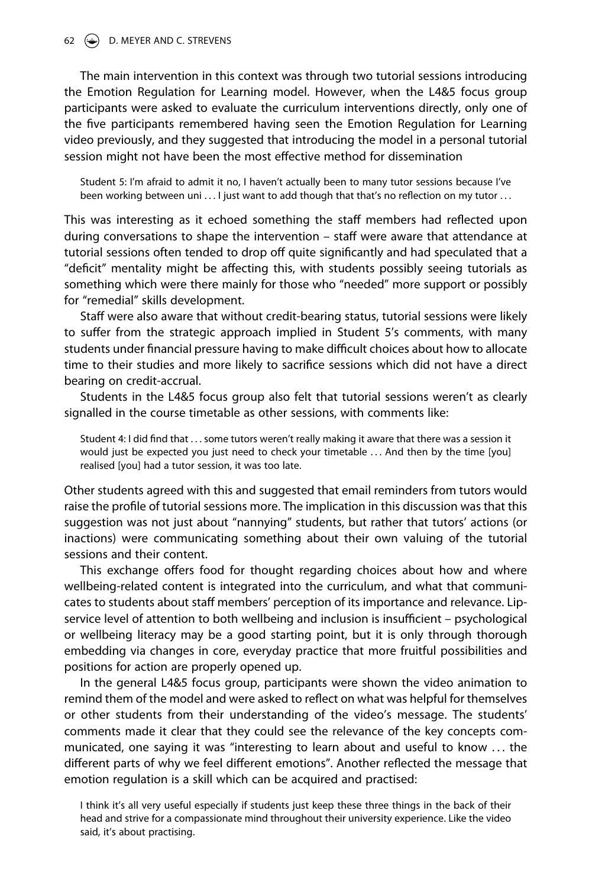The main intervention in this context was through two tutorial sessions introducing the Emotion Regulation for Learning model. However, when the L4&5 focus group participants were asked to evaluate the curriculum interventions directly, only one of the five participants remembered having seen the Emotion Regulation for Learning video previously, and they suggested that introducing the model in a personal tutorial session might not have been the most effective method for dissemination

> Student 5: I'm afraid to admit it no, I haven't actually been to many tutor sessions because I've been working between uni … I just want to add though that that's no reflection on my tutor …

This was interesting as it echoed something the staff members had reflected upon during conversations to shape the intervention – staff were aware that attendance at tutorial sessions often tended to drop off quite significantly and had speculated that a "deficit" mentality might be affecting this, with students possibly seeing tutorials as something which were there mainly for those who "needed" more support or possibly for "remedial" skills development.

Staff were also aware that without credit-bearing status, tutorial sessions were likely to suffer from the strategic approach implied in Student 5's comments, with many students under financial pressure having to make difficult choices about how to allocate time to their studies and more likely to sacrifice sessions which did not have a direct bearing on credit-accrual.

Students in the L4&5 focus group also felt that tutorial sessions weren't as clearly signalled in the course timetable as other sessions, with comments like:

> Student 4: I did find that … some tutors weren't really making it aware that there was a session it would just be expected you just need to check your timetable … And then by the time [you] realised [you] had a tutor session, it was too late.

Other students agreed with this and suggested that email reminders from tutors would raise the profile of tutorial sessions more. The implication in this discussion was that this suggestion was not just about "nannying" students, but rather that tutors' actions (or inactions) were communicating something about their own valuing of the tutorial sessions and their content.

This exchange offers food for thought regarding choices about how and where wellbeing-related content is integrated into the curriculum, and what that communicates to students about staff members' perception of its importance and relevance. Lip-service level of attention to both wellbeing and inclusion is insufficient – psychological or wellbeing literacy may be a good starting point, but it is only through thorough embedding via changes in core, everyday practice that more fruitful possibilities and positions for action are properly opened up.

In the general L4&5 focus group, participants were shown the video animation to remind them of the model and were asked to reflect on what was helpful for themselves or other students from their understanding of the video's message. The students' comments made it clear that they could see the relevance of the key concepts communicated, one saying it was "interesting to learn about and useful to know … the different parts of why we feel different emotions". Another reflected the message that emotion regulation is a skill which can be acquired and practised:

> I think it's all very useful especially if students just keep these three things in the back of their head and strive for a compassionate mind throughout their university experience. Like the video said, it's about practising.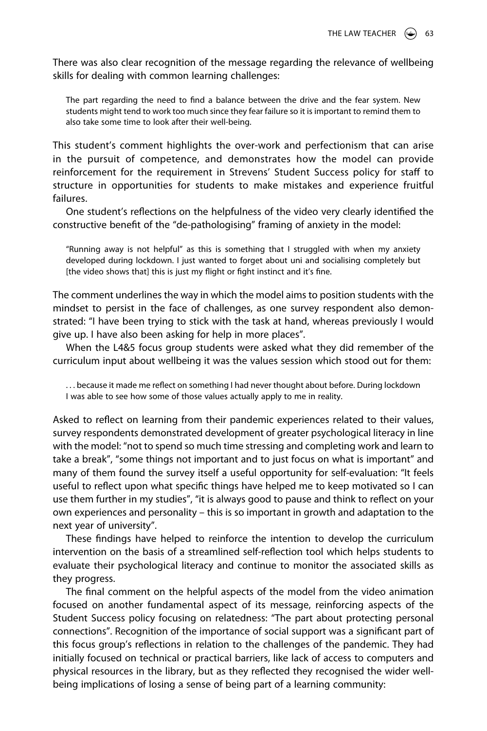There was also clear recognition of the message regarding the relevance of wellbeing skills for dealing with common learning challenges:

> The part regarding the need to find a balance between the drive and the fear system. New students might tend to work too much since they fear failure so it is important to remind them to also take some time to look after their well-being.

This student's comment highlights the over-work and perfectionism that can arise in the pursuit of competence, and demonstrates how the model can provide reinforcement for the requirement in Strevens' Student Success policy for staff to structure in opportunities for students to make mistakes and experience fruitful failures.

One student's reflections on the helpfulness of the video very clearly identified the constructive benefit of the "de-pathologising" framing of anxiety in the model:

> "Running away is not helpful" as this is something that I struggled with when my anxiety developed during lockdown. I just wanted to forget about uni and socialising completely but [the video shows that] this is just my flight or fight instinct and it's fine.

The comment underlines the way in which the model aims to position students with the mindset to persist in the face of challenges, as one survey respondent also demonstrated: "I have been trying to stick with the task at hand, whereas previously I would give up. I have also been asking for help in more places".

When the L4&5 focus group students were asked what they did remember of the curriculum input about wellbeing it was the values session which stood out for them:

> . . . because it made me reflect on something I had never thought about before. During lockdown I was able to see how some of those values actually apply to me in reality.

Asked to reflect on learning from their pandemic experiences related to their values, survey respondents demonstrated development of greater psychological literacy in line with the model: "not to spend so much time stressing and completing work and learn to take a break", "some things not important and to just focus on what is important" and many of them found the survey itself a useful opportunity for self-evaluation: "It feels useful to reflect upon what specific things have helped me to keep motivated so I can use them further in my studies", "it is always good to pause and think to reflect on your own experiences and personality – this is so important in growth and adaptation to the next year of university".

These findings have helped to reinforce the intention to develop the curriculum intervention on the basis of a streamlined self-reflection tool which helps students to evaluate their psychological literacy and continue to monitor the associated skills as they progress.

The final comment on the helpful aspects of the model from the video animation focused on another fundamental aspect of its message, reinforcing aspects of the Student Success policy focusing on relatedness: "The part about protecting personal connections". Recognition of the importance of social support was a significant part of this focus group's reflections in relation to the challenges of the pandemic. They had initially focused on technical or practical barriers, like lack of access to computers and physical resources in the library, but as they reflected they recognised the wider well-being implications of losing a sense of being part of a learning community: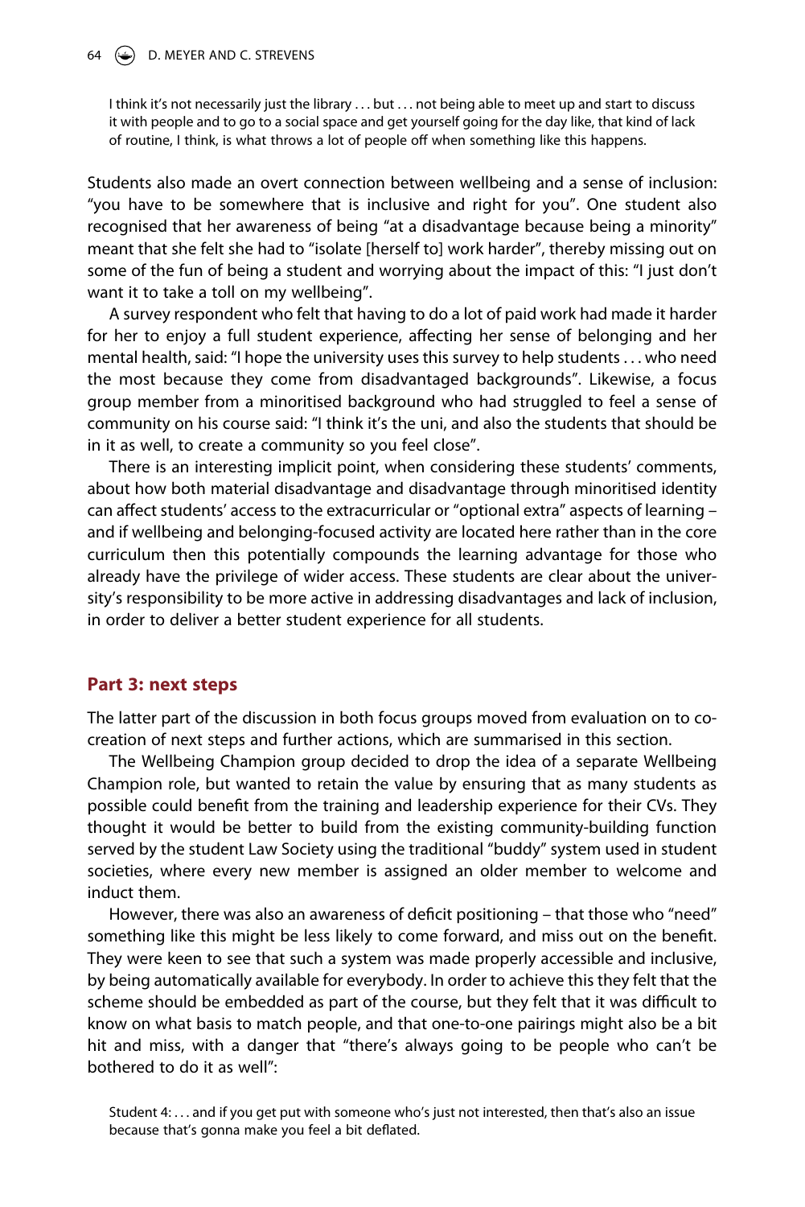> I think it's not necessarily just the library … but … not being able to meet up and start to discuss it with people and to go to a social space and get yourself going for the day like, that kind of lack of routine, I think, is what throws a lot of people off when something like this happens.

Students also made an overt connection between wellbeing and a sense of inclusion: "you have to be somewhere that is inclusive and right for you". One student also recognised that her awareness of being "at a disadvantage because being a minority" meant that she felt she had to "isolate [herself to] work harder", thereby missing out on some of the fun of being a student and worrying about the impact of this: "I just don't want it to take a toll on my wellbeing".

A survey respondent who felt that having to do a lot of paid work had made it harder for her to enjoy a full student experience, affecting her sense of belonging and her mental health, said: "I hope the university uses this survey to help students … who need the most because they come from disadvantaged backgrounds". Likewise, a focus group member from a minoritised background who had struggled to feel a sense of community on his course said: "I think it's the uni, and also the students that should be in it as well, to create a community so you feel close".

There is an interesting implicit point, when considering these students' comments, about how both material disadvantage and disadvantage through minoritised identity can affect students' access to the extracurricular or "optional extra" aspects of learning – and if wellbeing and belonging-focused activity are located here rather than in the core curriculum then this potentially compounds the learning advantage for those who already have the privilege of wider access. These students are clear about the university's responsibility to be more active in addressing disadvantages and lack of inclusion, in order to deliver a better student experience for all students.

## Part 3: next steps

The latter part of the discussion in both focus groups moved from evaluation on to co-creation of next steps and further actions, which are summarised in this section.

The Wellbeing Champion group decided to drop the idea of a separate Wellbeing Champion role, but wanted to retain the value by ensuring that as many students as possible could benefit from the training and leadership experience for their CVs. They thought it would be better to build from the existing community-building function served by the student Law Society using the traditional "buddy" system used in student societies, where every new member is assigned an older member to welcome and induct them.

However, there was also an awareness of deficit positioning – that those who "need" something like this might be less likely to come forward, and miss out on the benefit. They were keen to see that such a system was made properly accessible and inclusive, by being automatically available for everybody. In order to achieve this they felt that the scheme should be embedded as part of the course, but they felt that it was difficult to know on what basis to match people, and that one-to-one pairings might also be a bit hit and miss, with a danger that "there's always going to be people who can't be bothered to do it as well":

> Student 4: … and if you get put with someone who's just not interested, then that's also an issue because that's gonna make you feel a bit deflated.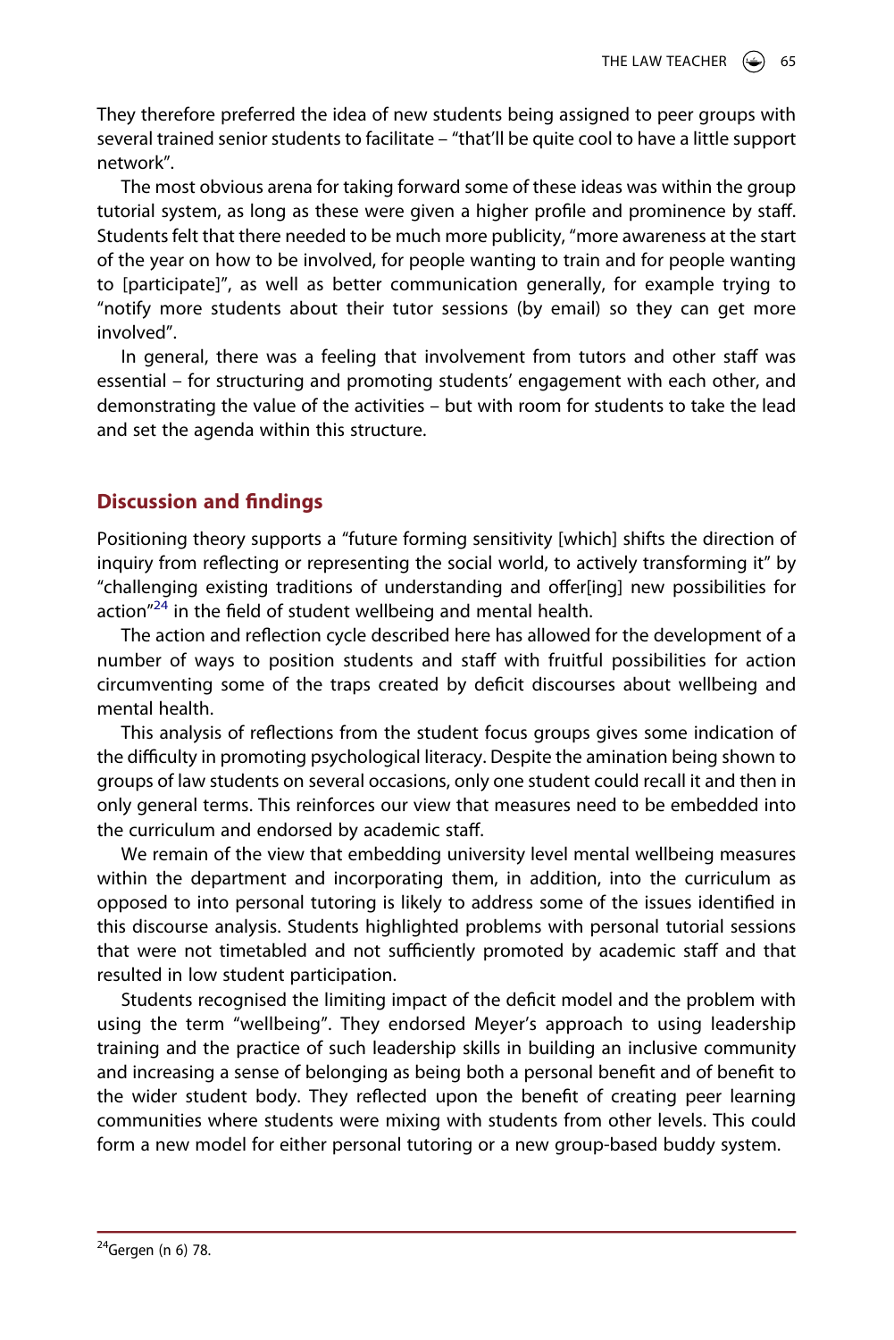They therefore preferred the idea of new students being assigned to peer groups with several trained senior students to facilitate – "that'll be quite cool to have a little support network".

The most obvious arena for taking forward some of these ideas was within the group tutorial system, as long as these were given a higher profile and prominence by staff. Students felt that there needed to be much more publicity, "more awareness at the start of the year on how to be involved, for people wanting to train and for people wanting to [participate]", as well as better communication generally, for example trying to "notify more students about their tutor sessions (by email) so they can get more involved".

In general, there was a feeling that involvement from tutors and other staff was essential – for structuring and promoting students' engagement with each other, and demonstrating the value of the activities – but with room for students to take the lead and set the agenda within this structure.

## Discussion and findings

Positioning theory supports a "future forming sensitivity [which] shifts the direction of inquiry from reflecting or representing the social world, to actively transforming it" by "challenging existing traditions of understanding and offer[ing] new possibilities for action"[24] in the field of student wellbeing and mental health.

The action and reflection cycle described here has allowed for the development of a number of ways to position students and staff with fruitful possibilities for action circumventing some of the traps created by deficit discourses about wellbeing and mental health.

This analysis of reflections from the student focus groups gives some indication of the difficulty in promoting psychological literacy. Despite the amination being shown to groups of law students on several occasions, only one student could recall it and then in only general terms. This reinforces our view that measures need to be embedded into the curriculum and endorsed by academic staff.

We remain of the view that embedding university level mental wellbeing measures within the department and incorporating them, in addition, into the curriculum as opposed to into personal tutoring is likely to address some of the issues identified in this discourse analysis. Students highlighted problems with personal tutorial sessions that were not timetabled and not sufficiently promoted by academic staff and that resulted in low student participation.

Students recognised the limiting impact of the deficit model and the problem with using the term "wellbeing". They endorsed Meyer's approach to using leadership training and the practice of such leadership skills in building an inclusive community and increasing a sense of belonging as being both a personal benefit and of benefit to the wider student body. They reflected upon the benefit of creating peer learning communities where students were mixing with students from other levels. This could form a new model for either personal tutoring or a new group-based buddy system.

[24] Gergen (n 6) 78.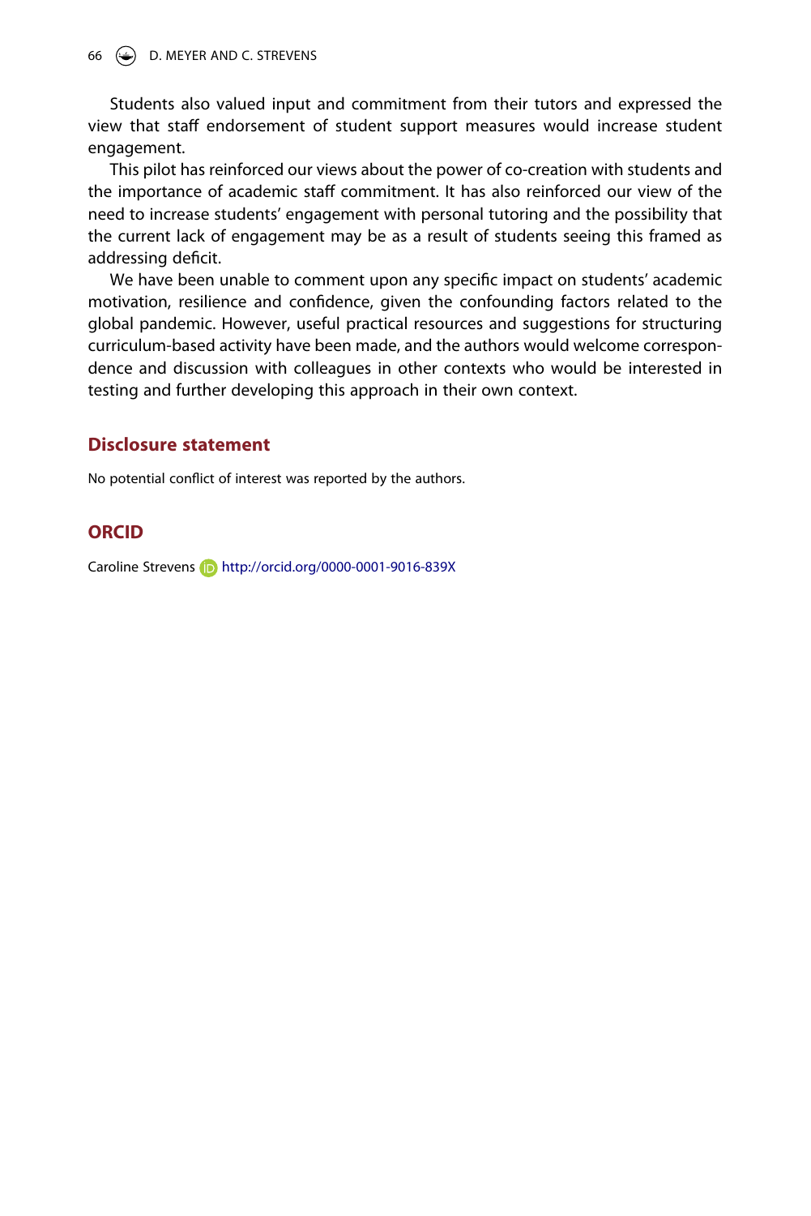Students also valued input and commitment from their tutors and expressed the view that staff endorsement of student support measures would increase student engagement.

This pilot has reinforced our views about the power of co-creation with students and the importance of academic staff commitment. It has also reinforced our view of the need to increase students' engagement with personal tutoring and the possibility that the current lack of engagement may be as a result of students seeing this framed as addressing deficit.

We have been unable to comment upon any specific impact on students' academic motivation, resilience and confidence, given the confounding factors related to the global pandemic. However, useful practical resources and suggestions for structuring curriculum-based activity have been made, and the authors would welcome correspondence and discussion with colleagues in other contexts who would be interested in testing and further developing this approach in their own context.

## Disclosure statement

No potential conflict of interest was reported by the authors.

## ORCID

Caroline Strevens http://orcid.org/0000-0001-9016-839X